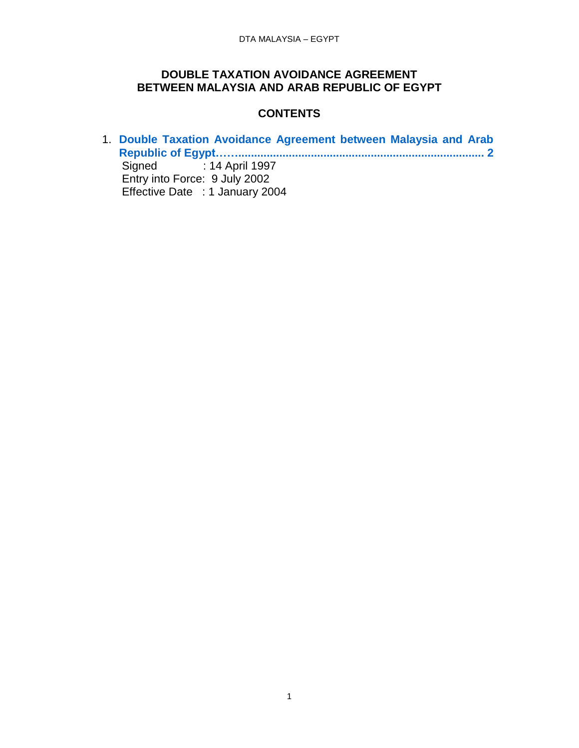# DOUBLE TAXATION AVOIDANCE AGREEMENT BETWEEN MALAYSIA AND ARAB REPUBLIC OF EGYPT

## CONTENTS

1. **Double Taxation Avoidance Agreement between Malaysia and Arab Republic of Egypt……...................................................................... 2**

   Signed : 14 April 1997
   Entry into Force: 9 July 2002
   Effective Date : 1 January 2004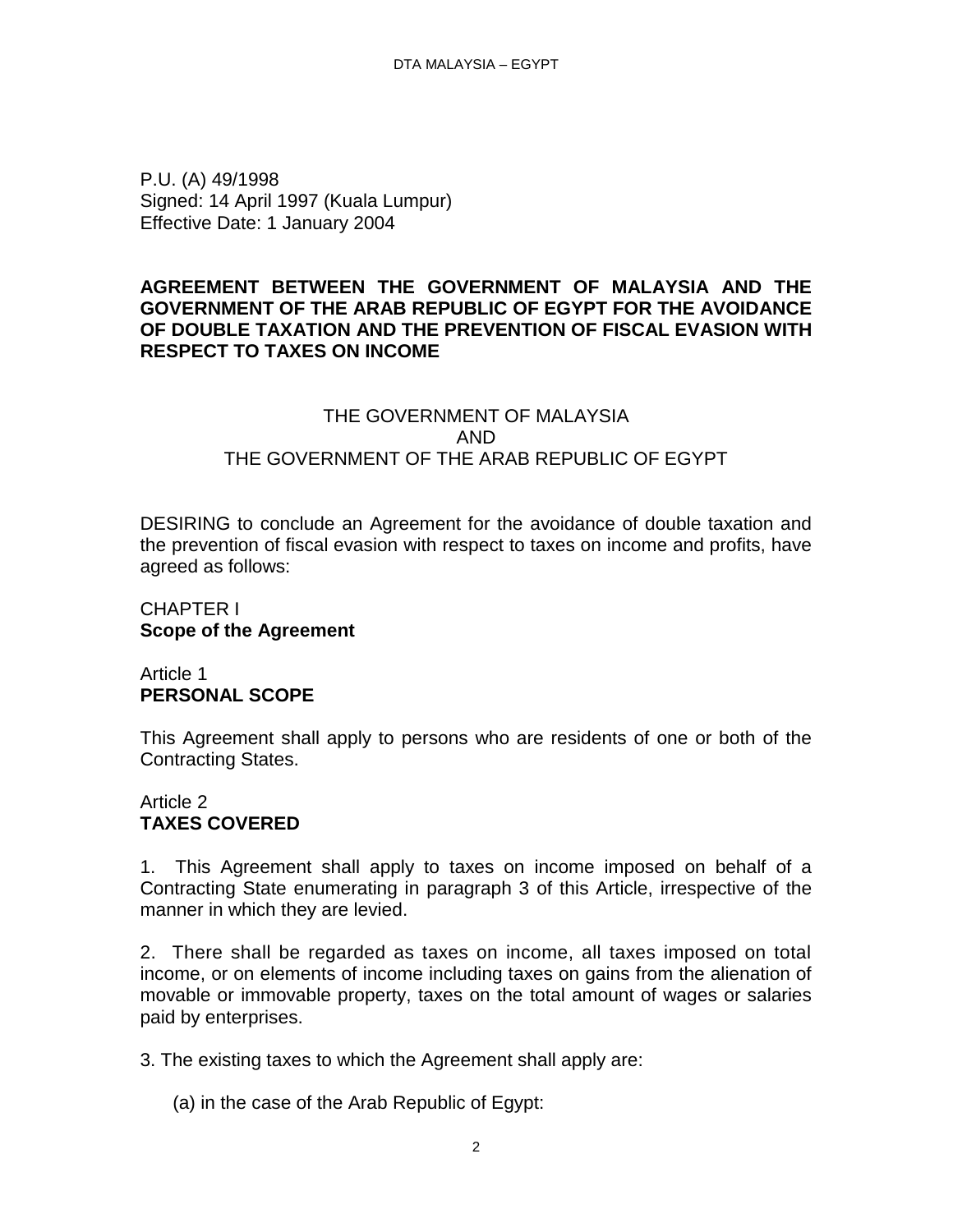P.U. (A) 49/1998
Signed: 14 April 1997 (Kuala Lumpur)
Effective Date: 1 January 2004

# AGREEMENT BETWEEN THE GOVERNMENT OF MALAYSIA AND THE GOVERNMENT OF THE ARAB REPUBLIC OF EGYPT FOR THE AVOIDANCE OF DOUBLE TAXATION AND THE PREVENTION OF FISCAL EVASION WITH RESPECT TO TAXES ON INCOME

THE GOVERNMENT OF MALAYSIA
AND
THE GOVERNMENT OF THE ARAB REPUBLIC OF EGYPT

DESIRING to conclude an Agreement for the avoidance of double taxation and the prevention of fiscal evasion with respect to taxes on income and profits, have agreed as follows:

## CHAPTER I
## Scope of the Agreement

### Article 1
### PERSONAL SCOPE

This Agreement shall apply to persons who are residents of one or both of the Contracting States.

### Article 2
### TAXES COVERED

1. This Agreement shall apply to taxes on income imposed on behalf of a Contracting State enumerating in paragraph 3 of this Article, irrespective of the manner in which they are levied.

2. There shall be regarded as taxes on income, all taxes imposed on total income, or on elements of income including taxes on gains from the alienation of movable or immovable property, taxes on the total amount of wages or salaries paid by enterprises.

3. The existing taxes to which the Agreement shall apply are:

(a) in the case of the Arab Republic of Egypt: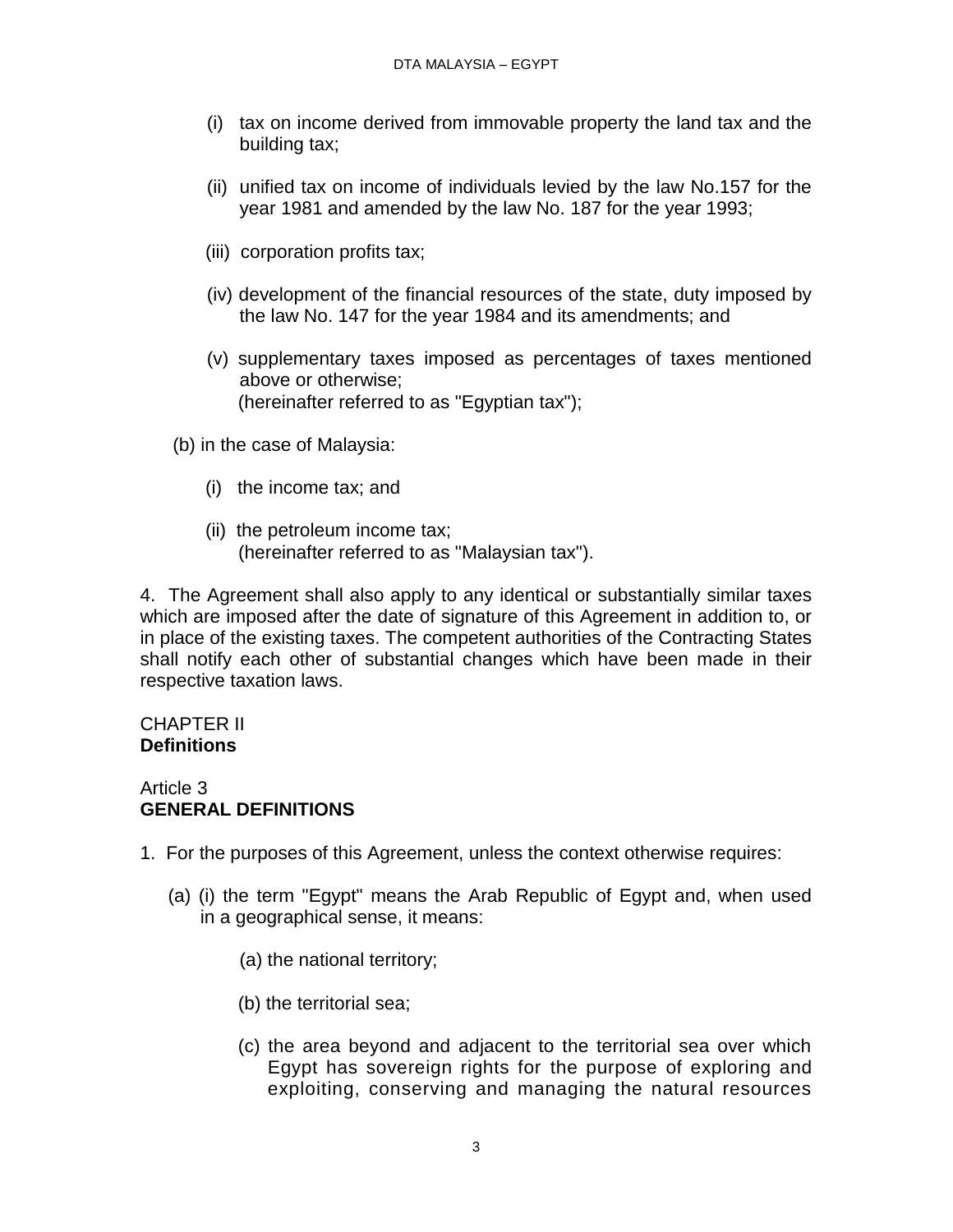(i) tax on income derived from immovable property the land tax and the building tax;

(ii) unified tax on income of individuals levied by the law No.157 for the year 1981 and amended by the law No. 187 for the year 1993;

(iii) corporation profits tax;

(iv) development of the financial resources of the state, duty imposed by the law No. 147 for the year 1984 and its amendments; and

(v) supplementary taxes imposed as percentages of taxes mentioned above or otherwise;
(hereinafter referred to as "Egyptian tax");

(b) in the case of Malaysia:

(i) the income tax; and

(ii) the petroleum income tax;
(hereinafter referred to as "Malaysian tax").

4. The Agreement shall also apply to any identical or substantially similar taxes which are imposed after the date of signature of this Agreement in addition to, or in place of the existing taxes. The competent authorities of the Contracting States shall notify each other of substantial changes which have been made in their respective taxation laws.

CHAPTER II
**Definitions**

Article 3
**GENERAL DEFINITIONS**

1. For the purposes of this Agreement, unless the context otherwise requires:

(a) (i) the term "Egypt" means the Arab Republic of Egypt and, when used in a geographical sense, it means:

(a) the national territory;

(b) the territorial sea;

(c) the area beyond and adjacent to the territorial sea over which Egypt has sovereign rights for the purpose of exploring and exploiting, conserving and managing the natural resources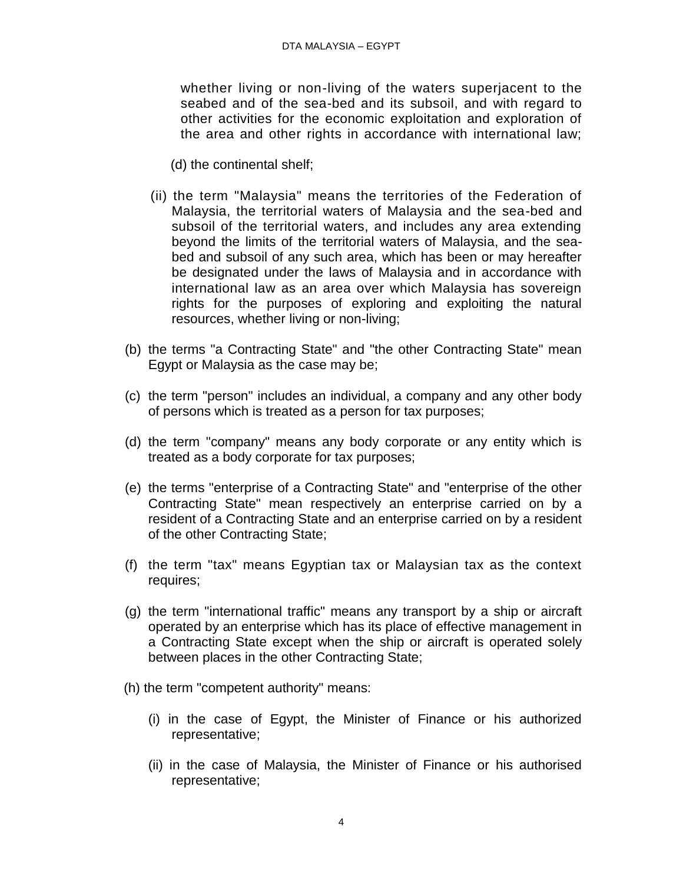whether living or non-living of the waters superjacent to the seabed and of the sea-bed and its subsoil, and with regard to other activities for the economic exploitation and exploration of the area and other rights in accordance with international law;

(d) the continental shelf;

(ii) the term "Malaysia" means the territories of the Federation of Malaysia, the territorial waters of Malaysia and the sea-bed and subsoil of the territorial waters, and includes any area extending beyond the limits of the territorial waters of Malaysia, and the sea-bed and subsoil of any such area, which has been or may hereafter be designated under the laws of Malaysia and in accordance with international law as an area over which Malaysia has sovereign rights for the purposes of exploring and exploiting the natural resources, whether living or non-living;

(b) the terms "a Contracting State" and "the other Contracting State" mean Egypt or Malaysia as the case may be;

(c) the term "person" includes an individual, a company and any other body of persons which is treated as a person for tax purposes;

(d) the term "company" means any body corporate or any entity which is treated as a body corporate for tax purposes;

(e) the terms "enterprise of a Contracting State" and "enterprise of the other Contracting State" mean respectively an enterprise carried on by a resident of a Contracting State and an enterprise carried on by a resident of the other Contracting State;

(f) the term "tax" means Egyptian tax or Malaysian tax as the context requires;

(g) the term "international traffic" means any transport by a ship or aircraft operated by an enterprise which has its place of effective management in a Contracting State except when the ship or aircraft is operated solely between places in the other Contracting State;

(h) the term "competent authority" means:

(i) in the case of Egypt, the Minister of Finance or his authorized representative;

(ii) in the case of Malaysia, the Minister of Finance or his authorised representative;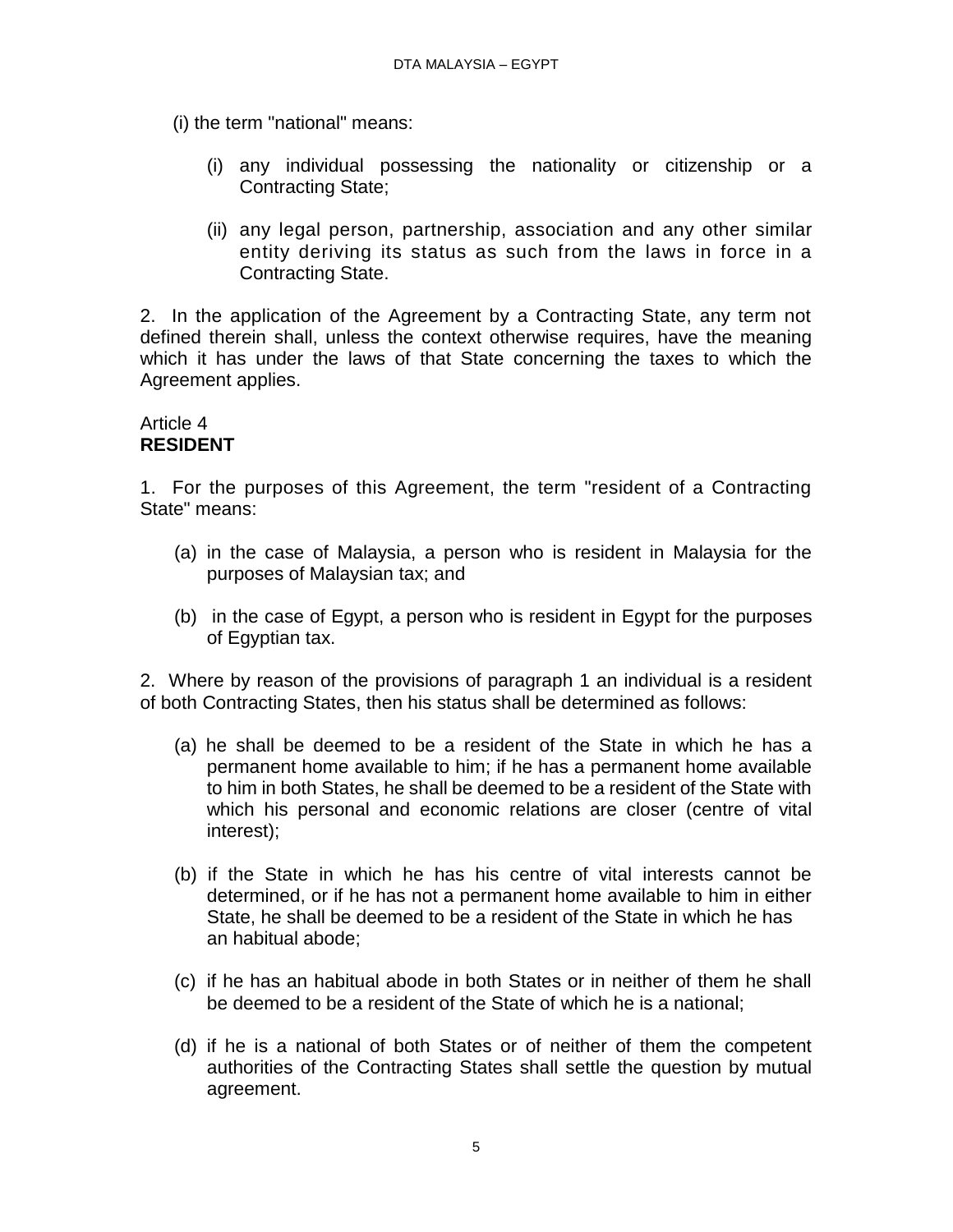(i) the term "national" means:

(i) any individual possessing the nationality or citizenship or a Contracting State;

(ii) any legal person, partnership, association and any other similar entity deriving its status as such from the laws in force in a Contracting State.

2. In the application of the Agreement by a Contracting State, any term not defined therein shall, unless the context otherwise requires, have the meaning which it has under the laws of that State concerning the taxes to which the Agreement applies.

Article 4
**RESIDENT**

1. For the purposes of this Agreement, the term "resident of a Contracting State" means:

(a) in the case of Malaysia, a person who is resident in Malaysia for the purposes of Malaysian tax; and

(b) in the case of Egypt, a person who is resident in Egypt for the purposes of Egyptian tax.

2. Where by reason of the provisions of paragraph 1 an individual is a resident of both Contracting States, then his status shall be determined as follows:

(a) he shall be deemed to be a resident of the State in which he has a permanent home available to him; if he has a permanent home available to him in both States, he shall be deemed to be a resident of the State with which his personal and economic relations are closer (centre of vital interest);

(b) if the State in which he has his centre of vital interests cannot be determined, or if he has not a permanent home available to him in either State, he shall be deemed to be a resident of the State in which he has an habitual abode;

(c) if he has an habitual abode in both States or in neither of them he shall be deemed to be a resident of the State of which he is a national;

(d) if he is a national of both States or of neither of them the competent authorities of the Contracting States shall settle the question by mutual agreement.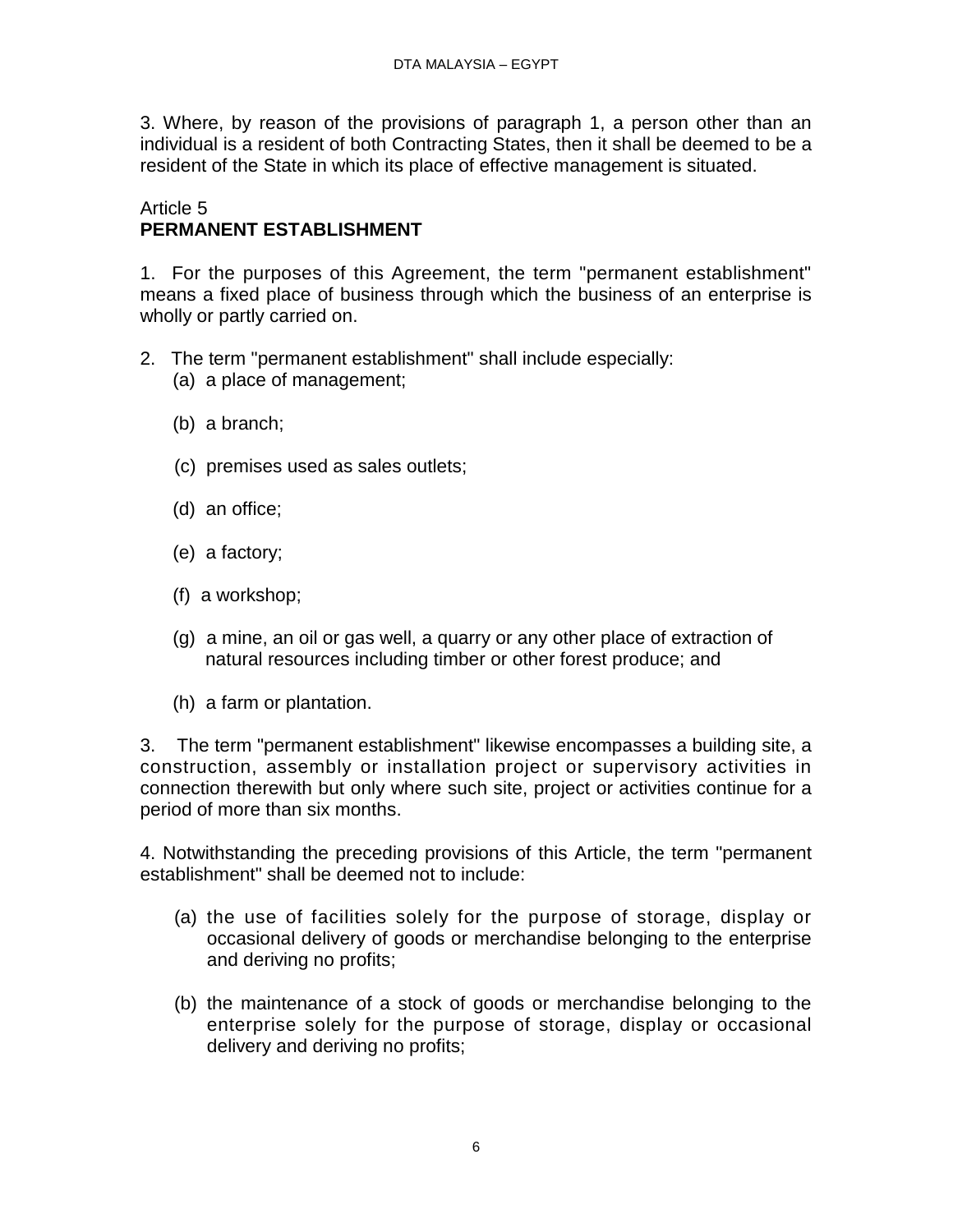3. Where, by reason of the provisions of paragraph 1, a person other than an individual is a resident of both Contracting States, then it shall be deemed to be a resident of the State in which its place of effective management is situated.

Article 5
**PERMANENT ESTABLISHMENT**

1. For the purposes of this Agreement, the term "permanent establishment" means a fixed place of business through which the business of an enterprise is wholly or partly carried on.

2. The term "permanent establishment" shall include especially:

   (a) a place of management;

   (b) a branch;

   (c) premises used as sales outlets;

   (d) an office;

   (e) a factory;

   (f) a workshop;

   (g) a mine, an oil or gas well, a quarry or any other place of extraction of natural resources including timber or other forest produce; and

   (h) a farm or plantation.

3. The term "permanent establishment" likewise encompasses a building site, a construction, assembly or installation project or supervisory activities in connection therewith but only where such site, project or activities continue for a period of more than six months.

4. Notwithstanding the preceding provisions of this Article, the term "permanent establishment" shall be deemed not to include:

   (a) the use of facilities solely for the purpose of storage, display or occasional delivery of goods or merchandise belonging to the enterprise and deriving no profits;

   (b) the maintenance of a stock of goods or merchandise belonging to the enterprise solely for the purpose of storage, display or occasional delivery and deriving no profits;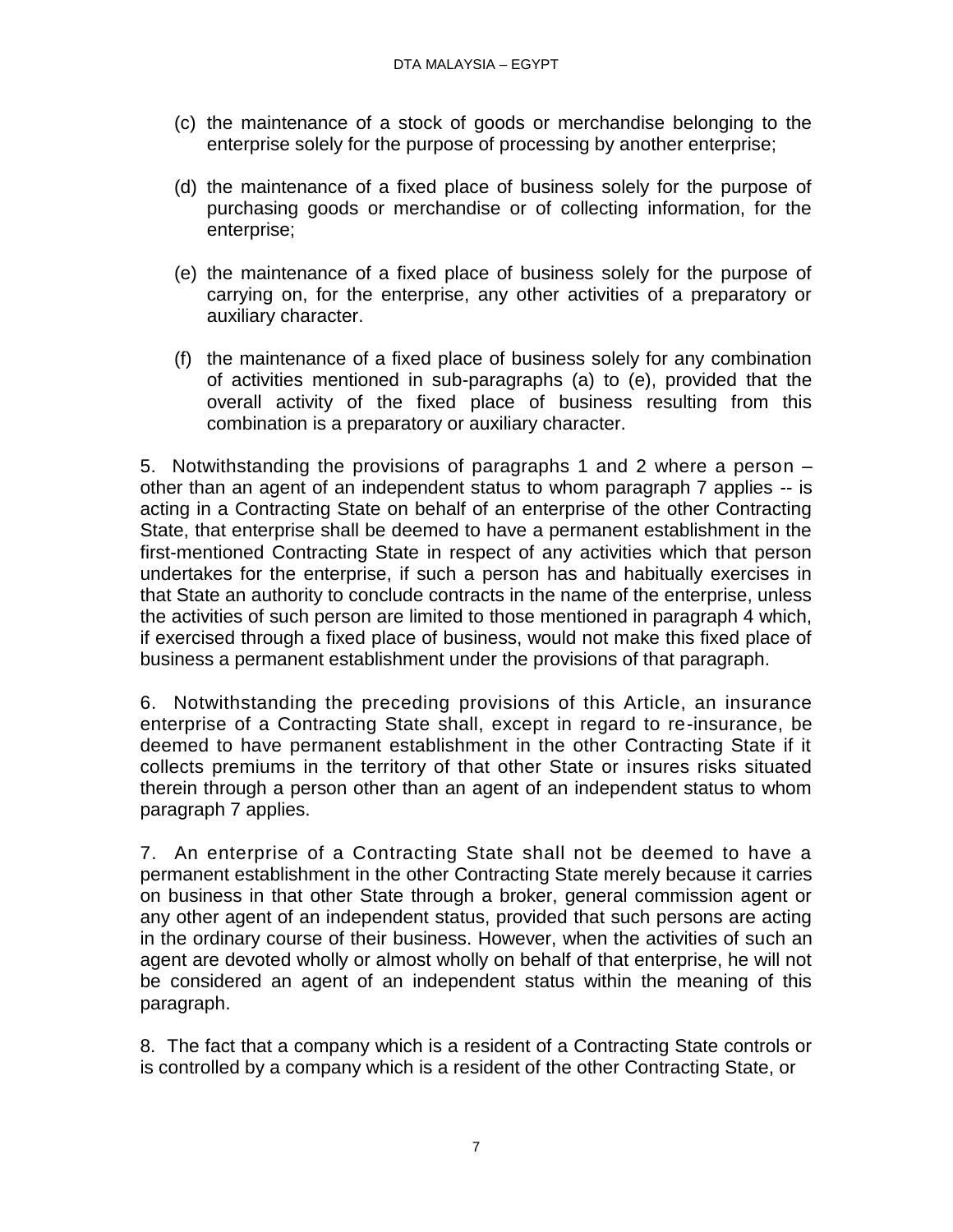(c) the maintenance of a stock of goods or merchandise belonging to the enterprise solely for the purpose of processing by another enterprise;

(d) the maintenance of a fixed place of business solely for the purpose of purchasing goods or merchandise or of collecting information, for the enterprise;

(e) the maintenance of a fixed place of business solely for the purpose of carrying on, for the enterprise, any other activities of a preparatory or auxiliary character.

(f) the maintenance of a fixed place of business solely for any combination of activities mentioned in sub-paragraphs (a) to (e), provided that the overall activity of the fixed place of business resulting from this combination is a preparatory or auxiliary character.

5. Notwithstanding the provisions of paragraphs 1 and 2 where a person – other than an agent of an independent status to whom paragraph 7 applies -- is acting in a Contracting State on behalf of an enterprise of the other Contracting State, that enterprise shall be deemed to have a permanent establishment in the first-mentioned Contracting State in respect of any activities which that person undertakes for the enterprise, if such a person has and habitually exercises in that State an authority to conclude contracts in the name of the enterprise, unless the activities of such person are limited to those mentioned in paragraph 4 which, if exercised through a fixed place of business, would not make this fixed place of business a permanent establishment under the provisions of that paragraph.

6. Notwithstanding the preceding provisions of this Article, an insurance enterprise of a Contracting State shall, except in regard to re-insurance, be deemed to have permanent establishment in the other Contracting State if it collects premiums in the territory of that other State or insures risks situated therein through a person other than an agent of an independent status to whom paragraph 7 applies.

7. An enterprise of a Contracting State shall not be deemed to have a permanent establishment in the other Contracting State merely because it carries on business in that other State through a broker, general commission agent or any other agent of an independent status, provided that such persons are acting in the ordinary course of their business. However, when the activities of such an agent are devoted wholly or almost wholly on behalf of that enterprise, he will not be considered an agent of an independent status within the meaning of this paragraph.

8. The fact that a company which is a resident of a Contracting State controls or is controlled by a company which is a resident of the other Contracting State, or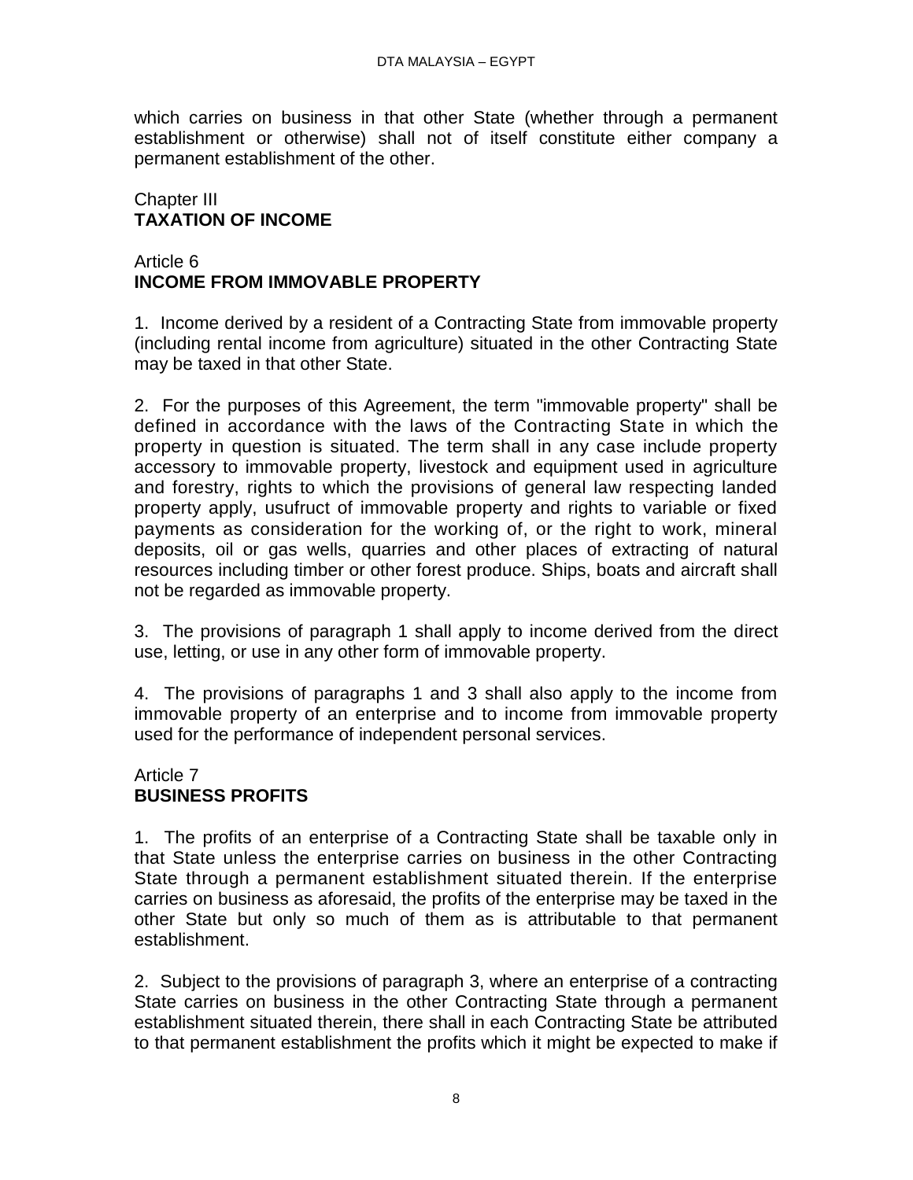which carries on business in that other State (whether through a permanent establishment or otherwise) shall not of itself constitute either company a permanent establishment of the other.

## Chapter III
## TAXATION OF INCOME

### Article 6
### INCOME FROM IMMOVABLE PROPERTY

1. Income derived by a resident of a Contracting State from immovable property (including rental income from agriculture) situated in the other Contracting State may be taxed in that other State.

2. For the purposes of this Agreement, the term "immovable property" shall be defined in accordance with the laws of the Contracting State in which the property in question is situated. The term shall in any case include property accessory to immovable property, livestock and equipment used in agriculture and forestry, rights to which the provisions of general law respecting landed property apply, usufruct of immovable property and rights to variable or fixed payments as consideration for the working of, or the right to work, mineral deposits, oil or gas wells, quarries and other places of extracting of natural resources including timber or other forest produce. Ships, boats and aircraft shall not be regarded as immovable property.

3. The provisions of paragraph 1 shall apply to income derived from the direct use, letting, or use in any other form of immovable property.

4. The provisions of paragraphs 1 and 3 shall also apply to the income from immovable property of an enterprise and to income from immovable property used for the performance of independent personal services.

### Article 7
### BUSINESS PROFITS

1. The profits of an enterprise of a Contracting State shall be taxable only in that State unless the enterprise carries on business in the other Contracting State through a permanent establishment situated therein. If the enterprise carries on business as aforesaid, the profits of the enterprise may be taxed in the other State but only so much of them as is attributable to that permanent establishment.

2. Subject to the provisions of paragraph 3, where an enterprise of a contracting State carries on business in the other Contracting State through a permanent establishment situated therein, there shall in each Contracting State be attributed to that permanent establishment the profits which it might be expected to make if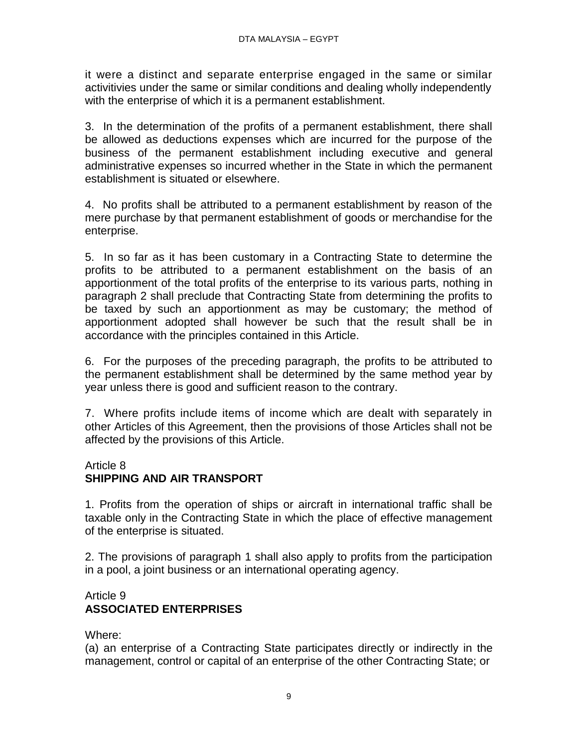it were a distinct and separate enterprise engaged in the same or similar activitivies under the same or similar conditions and dealing wholly independently with the enterprise of which it is a permanent establishment.

3. In the determination of the profits of a permanent establishment, there shall be allowed as deductions expenses which are incurred for the purpose of the business of the permanent establishment including executive and general administrative expenses so incurred whether in the State in which the permanent establishment is situated or elsewhere.

4. No profits shall be attributed to a permanent establishment by reason of the mere purchase by that permanent establishment of goods or merchandise for the enterprise.

5. In so far as it has been customary in a Contracting State to determine the profits to be attributed to a permanent establishment on the basis of an apportionment of the total profits of the enterprise to its various parts, nothing in paragraph 2 shall preclude that Contracting State from determining the profits to be taxed by such an apportionment as may be customary; the method of apportionment adopted shall however be such that the result shall be in accordance with the principles contained in this Article.

6. For the purposes of the preceding paragraph, the profits to be attributed to the permanent establishment shall be determined by the same method year by year unless there is good and sufficient reason to the contrary.

7. Where profits include items of income which are dealt with separately in other Articles of this Agreement, then the provisions of those Articles shall not be affected by the provisions of this Article.

## Article 8
## **SHIPPING AND AIR TRANSPORT**

1. Profits from the operation of ships or aircraft in international traffic shall be taxable only in the Contracting State in which the place of effective management of the enterprise is situated.

2. The provisions of paragraph 1 shall also apply to profits from the participation in a pool, a joint business or an international operating agency.

## Article 9
## **ASSOCIATED ENTERPRISES**

Where:

(a) an enterprise of a Contracting State participates directly or indirectly in the management, control or capital of an enterprise of the other Contracting State; or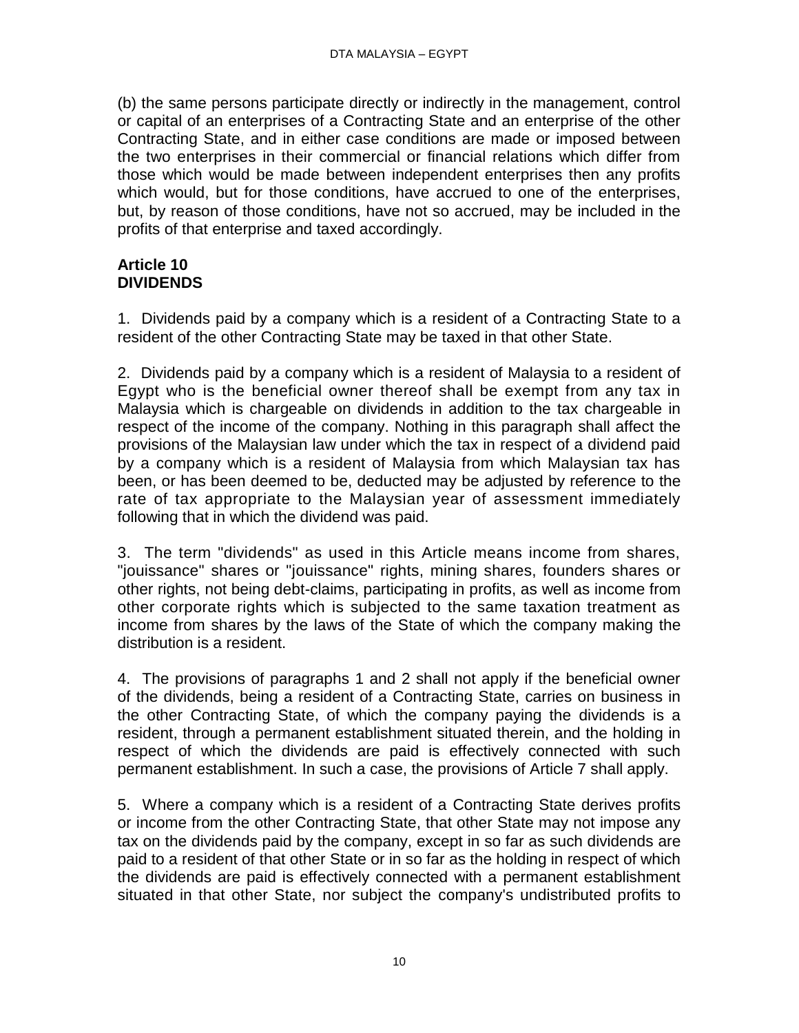(b) the same persons participate directly or indirectly in the management, control or capital of an enterprises of a Contracting State and an enterprise of the other Contracting State, and in either case conditions are made or imposed between the two enterprises in their commercial or financial relations which differ from those which would be made between independent enterprises then any profits which would, but for those conditions, have accrued to one of the enterprises, but, by reason of those conditions, have not so accrued, may be included in the profits of that enterprise and taxed accordingly.

## Article 10
## DIVIDENDS

1. Dividends paid by a company which is a resident of a Contracting State to a resident of the other Contracting State may be taxed in that other State.

2. Dividends paid by a company which is a resident of Malaysia to a resident of Egypt who is the beneficial owner thereof shall be exempt from any tax in Malaysia which is chargeable on dividends in addition to the tax chargeable in respect of the income of the company. Nothing in this paragraph shall affect the provisions of the Malaysian law under which the tax in respect of a dividend paid by a company which is a resident of Malaysia from which Malaysian tax has been, or has been deemed to be, deducted may be adjusted by reference to the rate of tax appropriate to the Malaysian year of assessment immediately following that in which the dividend was paid.

3. The term "dividends" as used in this Article means income from shares, "jouissance" shares or "jouissance" rights, mining shares, founders shares or other rights, not being debt-claims, participating in profits, as well as income from other corporate rights which is subjected to the same taxation treatment as income from shares by the laws of the State of which the company making the distribution is a resident.

4. The provisions of paragraphs 1 and 2 shall not apply if the beneficial owner of the dividends, being a resident of a Contracting State, carries on business in the other Contracting State, of which the company paying the dividends is a resident, through a permanent establishment situated therein, and the holding in respect of which the dividends are paid is effectively connected with such permanent establishment. In such a case, the provisions of Article 7 shall apply.

5. Where a company which is a resident of a Contracting State derives profits or income from the other Contracting State, that other State may not impose any tax on the dividends paid by the company, except in so far as such dividends are paid to a resident of that other State or in so far as the holding in respect of which the dividends are paid is effectively connected with a permanent establishment situated in that other State, nor subject the company's undistributed profits to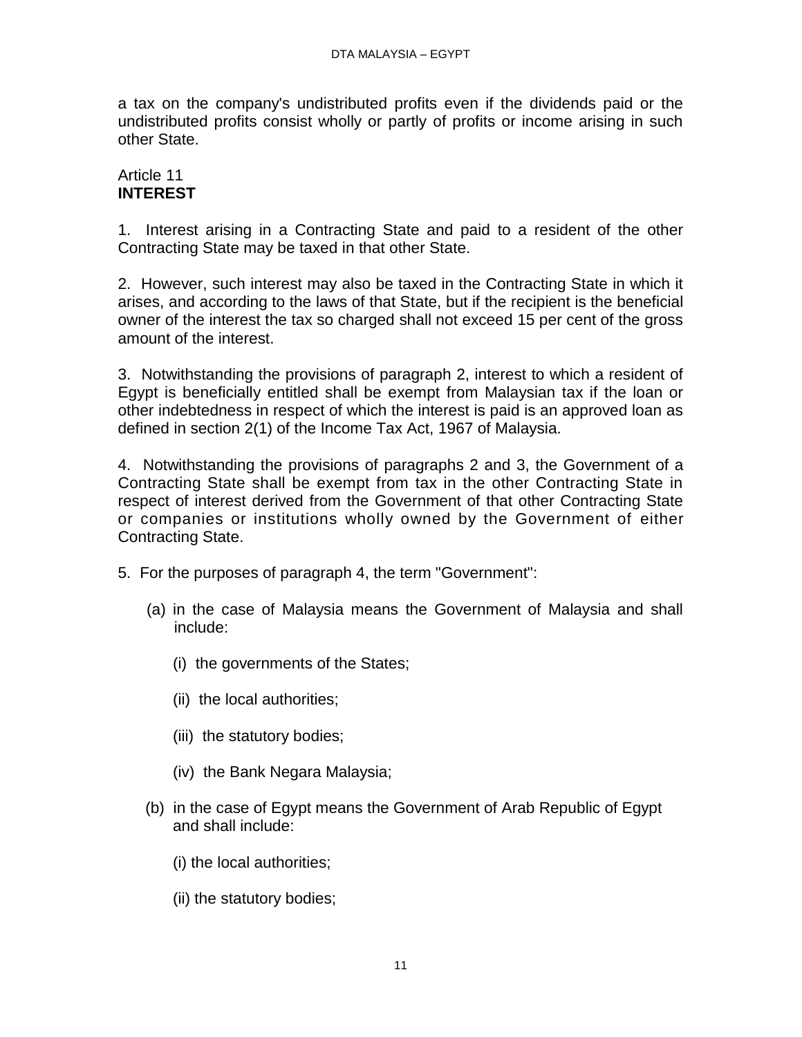a tax on the company's undistributed profits even if the dividends paid or the undistributed profits consist wholly or partly of profits or income arising in such other State.

## Article 11
## **INTEREST**

1. Interest arising in a Contracting State and paid to a resident of the other Contracting State may be taxed in that other State.

2. However, such interest may also be taxed in the Contracting State in which it arises, and according to the laws of that State, but if the recipient is the beneficial owner of the interest the tax so charged shall not exceed 15 per cent of the gross amount of the interest.

3. Notwithstanding the provisions of paragraph 2, interest to which a resident of Egypt is beneficially entitled shall be exempt from Malaysian tax if the loan or other indebtedness in respect of which the interest is paid is an approved loan as defined in section 2(1) of the Income Tax Act, 1967 of Malaysia.

4. Notwithstanding the provisions of paragraphs 2 and 3, the Government of a Contracting State shall be exempt from tax in the other Contracting State in respect of interest derived from the Government of that other Contracting State or companies or institutions wholly owned by the Government of either Contracting State.

5. For the purposes of paragraph 4, the term "Government":

   (a) in the case of Malaysia means the Government of Malaysia and shall include:

      (i) the governments of the States;

      (ii) the local authorities;

      (iii) the statutory bodies;

      (iv) the Bank Negara Malaysia;

   (b) in the case of Egypt means the Government of Arab Republic of Egypt and shall include:

      (i) the local authorities;

      (ii) the statutory bodies;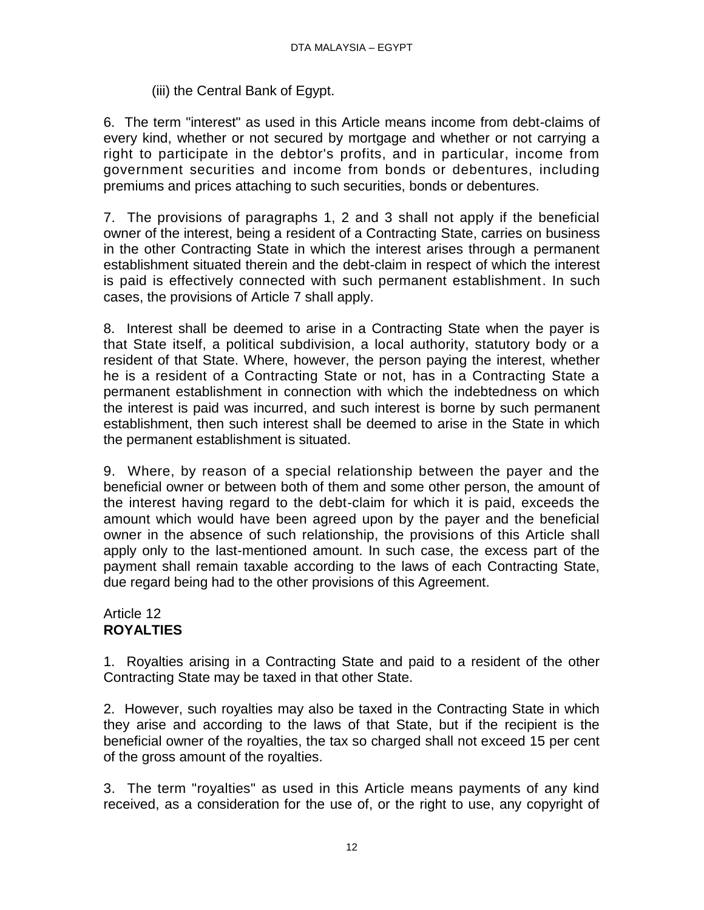(iii) the Central Bank of Egypt.

6. The term "interest" as used in this Article means income from debt-claims of every kind, whether or not secured by mortgage and whether or not carrying a right to participate in the debtor's profits, and in particular, income from government securities and income from bonds or debentures, including premiums and prices attaching to such securities, bonds or debentures.

7. The provisions of paragraphs 1, 2 and 3 shall not apply if the beneficial owner of the interest, being a resident of a Contracting State, carries on business in the other Contracting State in which the interest arises through a permanent establishment situated therein and the debt-claim in respect of which the interest is paid is effectively connected with such permanent establishment. In such cases, the provisions of Article 7 shall apply.

8. Interest shall be deemed to arise in a Contracting State when the payer is that State itself, a political subdivision, a local authority, statutory body or a resident of that State. Where, however, the person paying the interest, whether he is a resident of a Contracting State or not, has in a Contracting State a permanent establishment in connection with which the indebtedness on which the interest is paid was incurred, and such interest is borne by such permanent establishment, then such interest shall be deemed to arise in the State in which the permanent establishment is situated.

9. Where, by reason of a special relationship between the payer and the beneficial owner or between both of them and some other person, the amount of the interest having regard to the debt-claim for which it is paid, exceeds the amount which would have been agreed upon by the payer and the beneficial owner in the absence of such relationship, the provisions of this Article shall apply only to the last-mentioned amount. In such case, the excess part of the payment shall remain taxable according to the laws of each Contracting State, due regard being had to the other provisions of this Agreement.

## Article 12
## **ROYALTIES**

1. Royalties arising in a Contracting State and paid to a resident of the other Contracting State may be taxed in that other State.

2. However, such royalties may also be taxed in the Contracting State in which they arise and according to the laws of that State, but if the recipient is the beneficial owner of the royalties, the tax so charged shall not exceed 15 per cent of the gross amount of the royalties.

3. The term "royalties" as used in this Article means payments of any kind received, as a consideration for the use of, or the right to use, any copyright of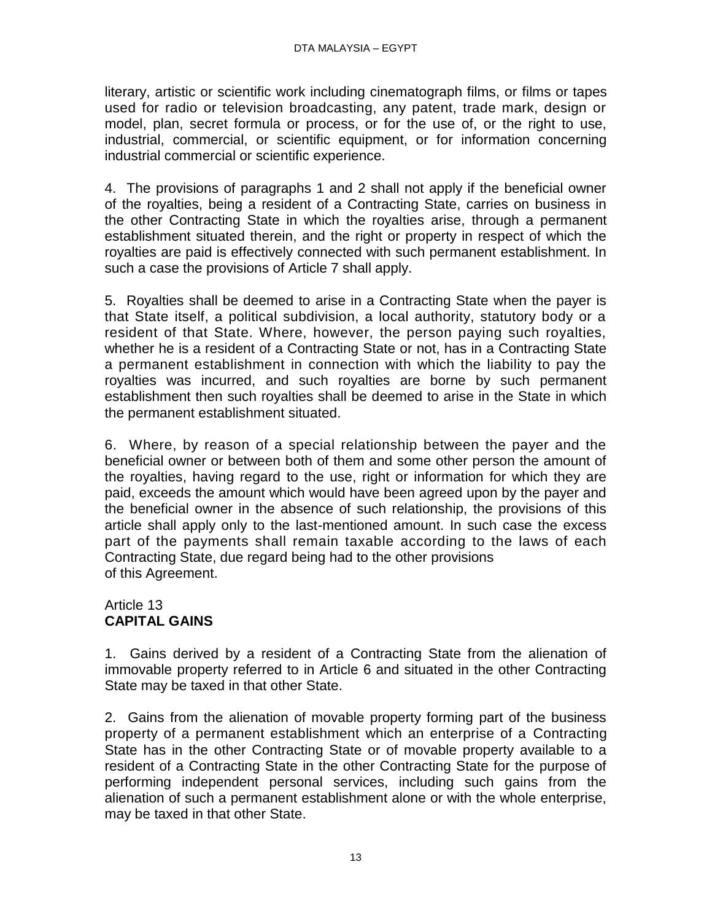literary, artistic or scientific work including cinematograph films, or films or tapes used for radio or television broadcasting, any patent, trade mark, design or model, plan, secret formula or process, or for the use of, or the right to use, industrial, commercial, or scientific equipment, or for information concerning industrial commercial or scientific experience.

4. The provisions of paragraphs 1 and 2 shall not apply if the beneficial owner of the royalties, being a resident of a Contracting State, carries on business in the other Contracting State in which the royalties arise, through a permanent establishment situated therein, and the right or property in respect of which the royalties are paid is effectively connected with such permanent establishment. In such a case the provisions of Article 7 shall apply.

5. Royalties shall be deemed to arise in a Contracting State when the payer is that State itself, a political subdivision, a local authority, statutory body or a resident of that State. Where, however, the person paying such royalties, whether he is a resident of a Contracting State or not, has in a Contracting State a permanent establishment in connection with which the liability to pay the royalties was incurred, and such royalties are borne by such permanent establishment then such royalties shall be deemed to arise in the State in which the permanent establishment situated.

6. Where, by reason of a special relationship between the payer and the beneficial owner or between both of them and some other person the amount of the royalties, having regard to the use, right or information for which they are paid, exceeds the amount which would have been agreed upon by the payer and the beneficial owner in the absence of such relationship, the provisions of this article shall apply only to the last-mentioned amount. In such case the excess part of the payments shall remain taxable according to the laws of each Contracting State, due regard being had to the other provisions of this Agreement.

Article 13
**CAPITAL GAINS**

1. Gains derived by a resident of a Contracting State from the alienation of immovable property referred to in Article 6 and situated in the other Contracting State may be taxed in that other State.

2. Gains from the alienation of movable property forming part of the business property of a permanent establishment which an enterprise of a Contracting State has in the other Contracting State or of movable property available to a resident of a Contracting State in the other Contracting State for the purpose of performing independent personal services, including such gains from the alienation of such a permanent establishment alone or with the whole enterprise, may be taxed in that other State.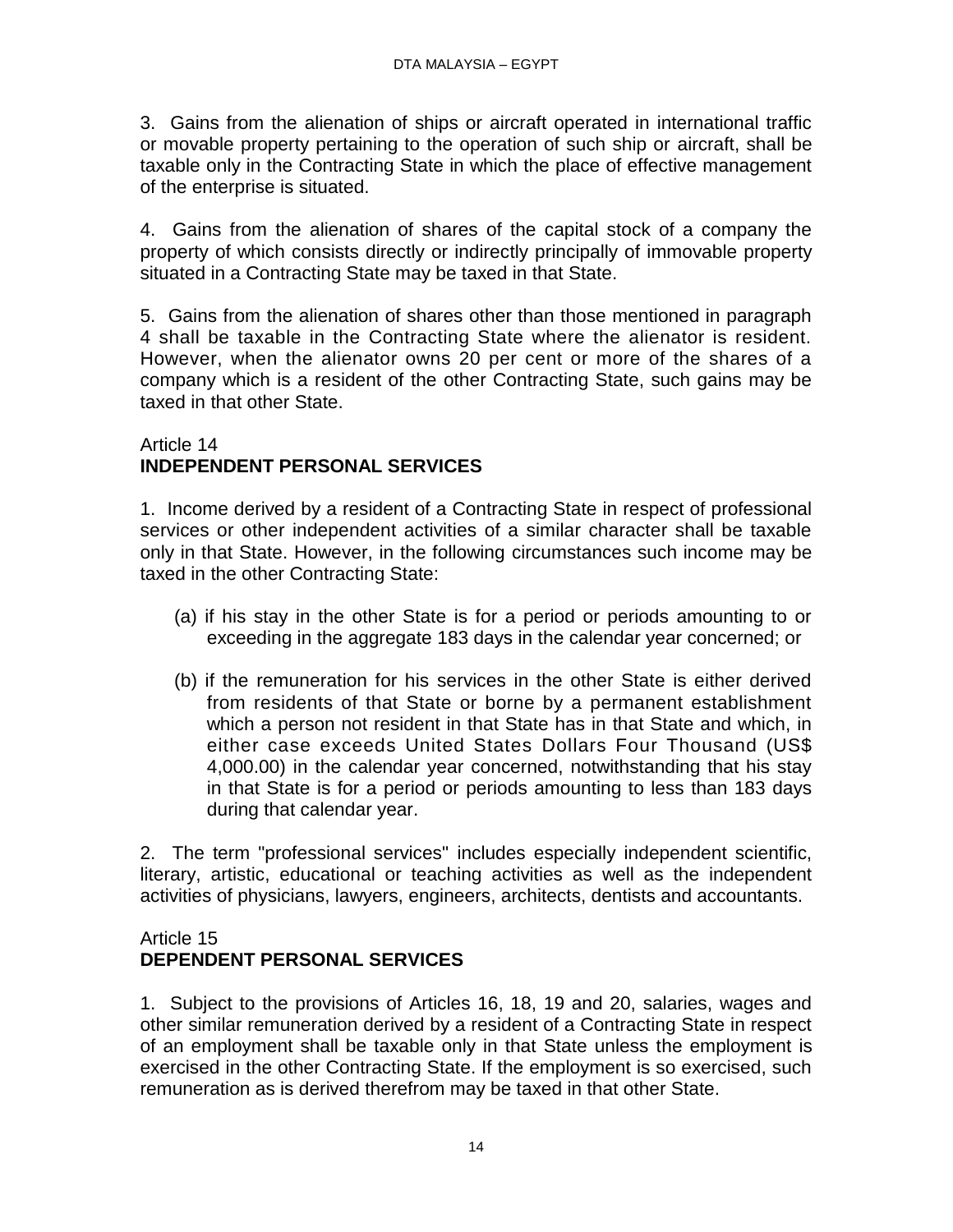3. Gains from the alienation of ships or aircraft operated in international traffic or movable property pertaining to the operation of such ship or aircraft, shall be taxable only in the Contracting State in which the place of effective management of the enterprise is situated.

4. Gains from the alienation of shares of the capital stock of a company the property of which consists directly or indirectly principally of immovable property situated in a Contracting State may be taxed in that State.

5. Gains from the alienation of shares other than those mentioned in paragraph 4 shall be taxable in the Contracting State where the alienator is resident. However, when the alienator owns 20 per cent or more of the shares of a company which is a resident of the other Contracting State, such gains may be taxed in that other State.

## Article 14
## INDEPENDENT PERSONAL SERVICES

1. Income derived by a resident of a Contracting State in respect of professional services or other independent activities of a similar character shall be taxable only in that State. However, in the following circumstances such income may be taxed in the other Contracting State:

(a) if his stay in the other State is for a period or periods amounting to or exceeding in the aggregate 183 days in the calendar year concerned; or

(b) if the remuneration for his services in the other State is either derived from residents of that State or borne by a permanent establishment which a person not resident in that State has in that State and which, in either case exceeds United States Dollars Four Thousand (US$ 4,000.00) in the calendar year concerned, notwithstanding that his stay in that State is for a period or periods amounting to less than 183 days during that calendar year.

2. The term "professional services" includes especially independent scientific, literary, artistic, educational or teaching activities as well as the independent activities of physicians, lawyers, engineers, architects, dentists and accountants.

## Article 15
## DEPENDENT PERSONAL SERVICES

1. Subject to the provisions of Articles 16, 18, 19 and 20, salaries, wages and other similar remuneration derived by a resident of a Contracting State in respect of an employment shall be taxable only in that State unless the employment is exercised in the other Contracting State. If the employment is so exercised, such remuneration as is derived therefrom may be taxed in that other State.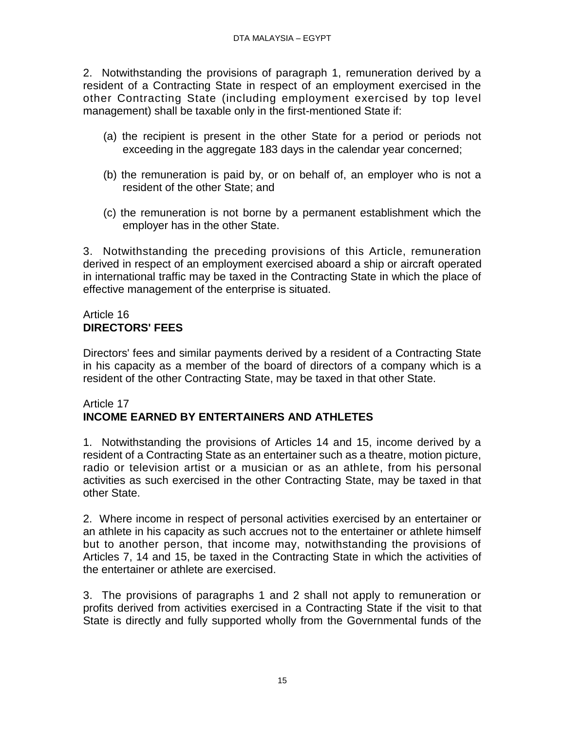2. Notwithstanding the provisions of paragraph 1, remuneration derived by a resident of a Contracting State in respect of an employment exercised in the other Contracting State (including employment exercised by top level management) shall be taxable only in the first-mentioned State if:

(a) the recipient is present in the other State for a period or periods not exceeding in the aggregate 183 days in the calendar year concerned;

(b) the remuneration is paid by, or on behalf of, an employer who is not a resident of the other State; and

(c) the remuneration is not borne by a permanent establishment which the employer has in the other State.

3. Notwithstanding the preceding provisions of this Article, remuneration derived in respect of an employment exercised aboard a ship or aircraft operated in international traffic may be taxed in the Contracting State in which the place of effective management of the enterprise is situated.

Article 16
**DIRECTORS' FEES**

Directors' fees and similar payments derived by a resident of a Contracting State in his capacity as a member of the board of directors of a company which is a resident of the other Contracting State, may be taxed in that other State.

Article 17
**INCOME EARNED BY ENTERTAINERS AND ATHLETES**

1. Notwithstanding the provisions of Articles 14 and 15, income derived by a resident of a Contracting State as an entertainer such as a theatre, motion picture, radio or television artist or a musician or as an athlete, from his personal activities as such exercised in the other Contracting State, may be taxed in that other State.

2. Where income in respect of personal activities exercised by an entertainer or an athlete in his capacity as such accrues not to the entertainer or athlete himself but to another person, that income may, notwithstanding the provisions of Articles 7, 14 and 15, be taxed in the Contracting State in which the activities of the entertainer or athlete are exercised.

3. The provisions of paragraphs 1 and 2 shall not apply to remuneration or profits derived from activities exercised in a Contracting State if the visit to that State is directly and fully supported wholly from the Governmental funds of the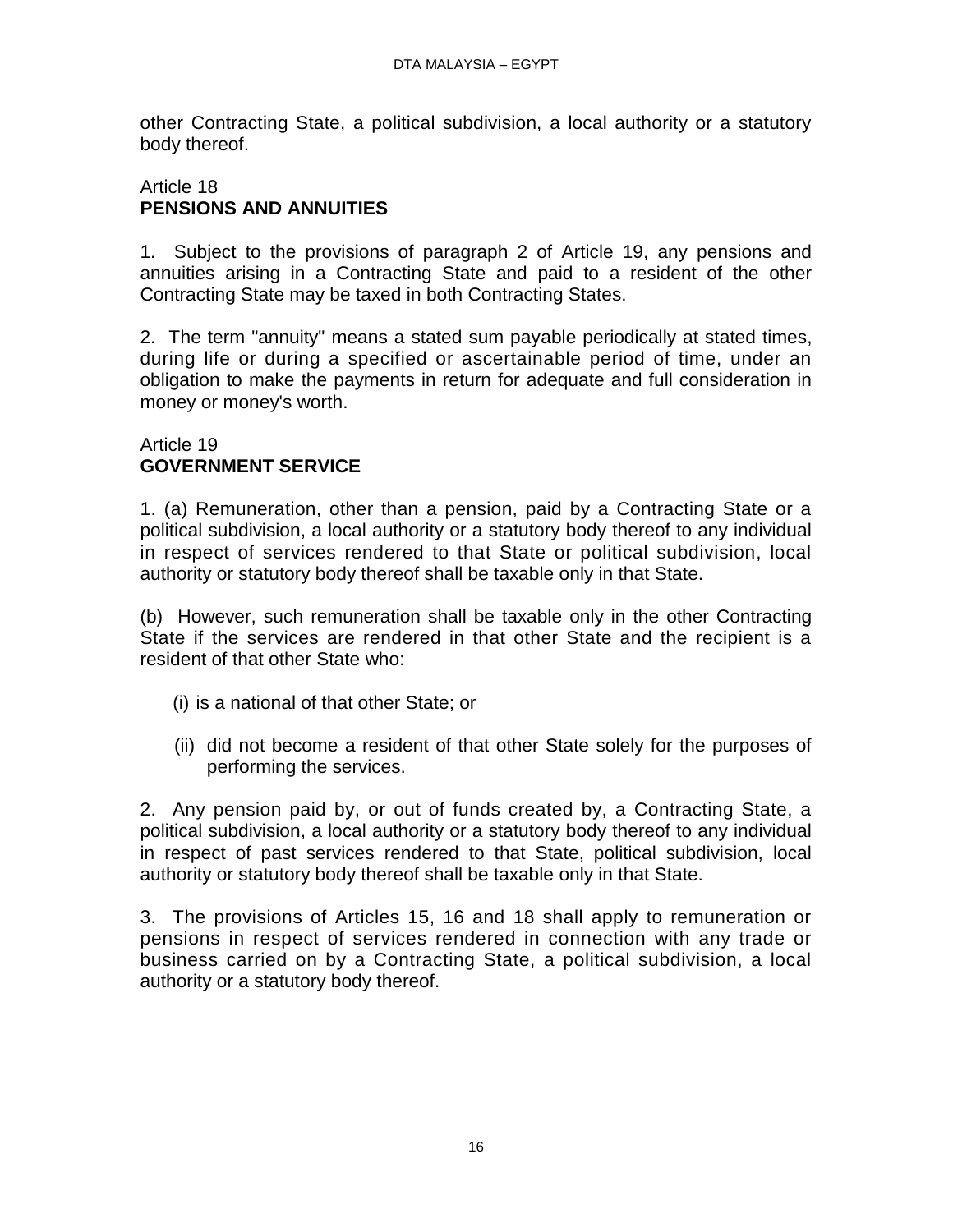other Contracting State, a political subdivision, a local authority or a statutory body thereof.

## Article 18
## PENSIONS AND ANNUITIES

1. Subject to the provisions of paragraph 2 of Article 19, any pensions and annuities arising in a Contracting State and paid to a resident of the other Contracting State may be taxed in both Contracting States.

2. The term "annuity" means a stated sum payable periodically at stated times, during life or during a specified or ascertainable period of time, under an obligation to make the payments in return for adequate and full consideration in money or money's worth.

## Article 19
## GOVERNMENT SERVICE

1. (a) Remuneration, other than a pension, paid by a Contracting State or a political subdivision, a local authority or a statutory body thereof to any individual in respect of services rendered to that State or political subdivision, local authority or statutory body thereof shall be taxable only in that State.

(b) However, such remuneration shall be taxable only in the other Contracting State if the services are rendered in that other State and the recipient is a resident of that other State who:

(i) is a national of that other State; or

(ii) did not become a resident of that other State solely for the purposes of performing the services.

2. Any pension paid by, or out of funds created by, a Contracting State, a political subdivision, a local authority or a statutory body thereof to any individual in respect of past services rendered to that State, political subdivision, local authority or statutory body thereof shall be taxable only in that State.

3. The provisions of Articles 15, 16 and 18 shall apply to remuneration or pensions in respect of services rendered in connection with any trade or business carried on by a Contracting State, a political subdivision, a local authority or a statutory body thereof.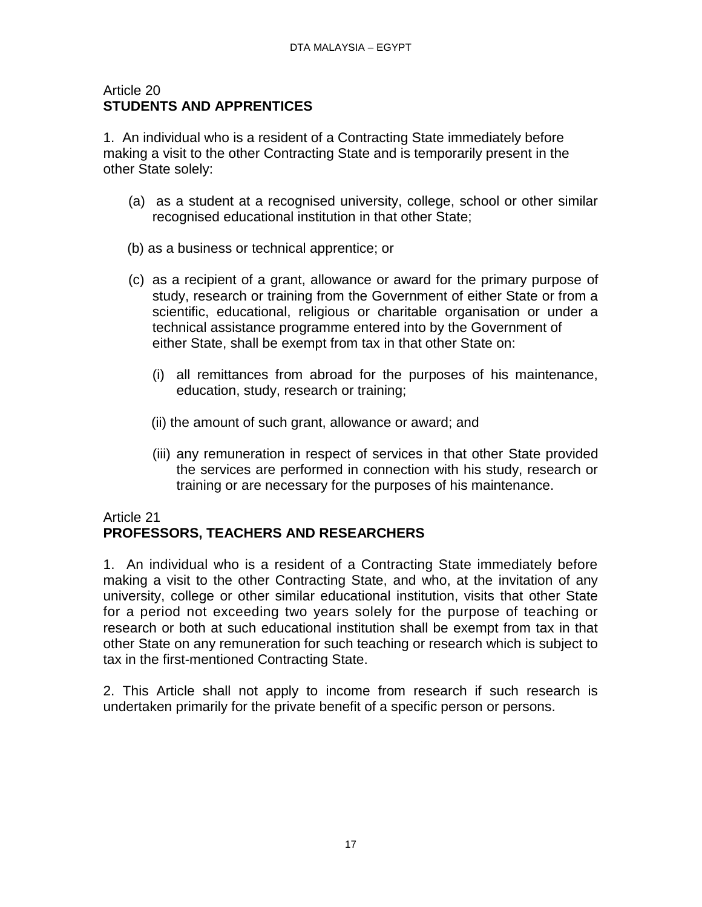## Article 20
**STUDENTS AND APPRENTICES**

1. An individual who is a resident of a Contracting State immediately before making a visit to the other Contracting State and is temporarily present in the other State solely:

(a) as a student at a recognised university, college, school or other similar recognised educational institution in that other State;

(b) as a business or technical apprentice; or

(c) as a recipient of a grant, allowance or award for the primary purpose of study, research or training from the Government of either State or from a scientific, educational, religious or charitable organisation or under a technical assistance programme entered into by the Government of either State, shall be exempt from tax in that other State on:

(i) all remittances from abroad for the purposes of his maintenance, education, study, research or training;

(ii) the amount of such grant, allowance or award; and

(iii) any remuneration in respect of services in that other State provided the services are performed in connection with his study, research or training or are necessary for the purposes of his maintenance.

## Article 21
**PROFESSORS, TEACHERS AND RESEARCHERS**

1. An individual who is a resident of a Contracting State immediately before making a visit to the other Contracting State, and who, at the invitation of any university, college or other similar educational institution, visits that other State for a period not exceeding two years solely for the purpose of teaching or research or both at such educational institution shall be exempt from tax in that other State on any remuneration for such teaching or research which is subject to tax in the first-mentioned Contracting State.

2. This Article shall not apply to income from research if such research is undertaken primarily for the private benefit of a specific person or persons.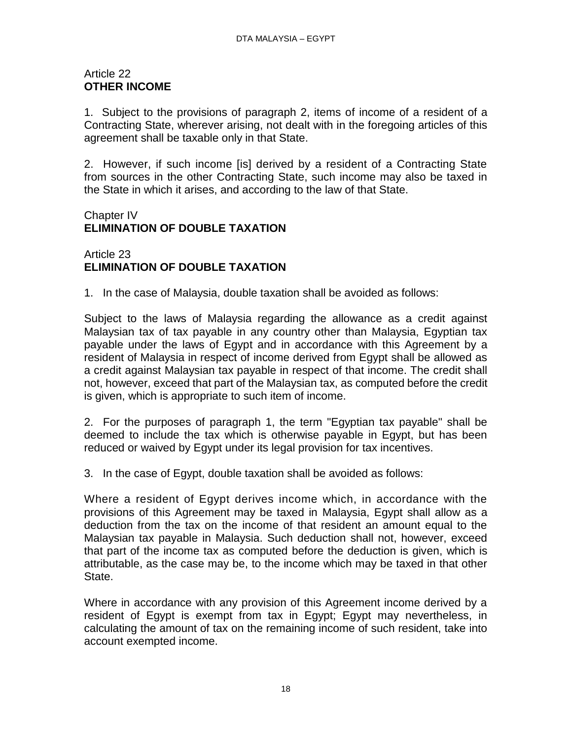Article 22
**OTHER INCOME**

1. Subject to the provisions of paragraph 2, items of income of a resident of a Contracting State, wherever arising, not dealt with in the foregoing articles of this agreement shall be taxable only in that State.

2. However, if such income [is] derived by a resident of a Contracting State from sources in the other Contracting State, such income may also be taxed in the State in which it arises, and according to the law of that State.

Chapter IV
**ELIMINATION OF DOUBLE TAXATION**

Article 23
**ELIMINATION OF DOUBLE TAXATION**

1. In the case of Malaysia, double taxation shall be avoided as follows:

Subject to the laws of Malaysia regarding the allowance as a credit against Malaysian tax of tax payable in any country other than Malaysia, Egyptian tax payable under the laws of Egypt and in accordance with this Agreement by a resident of Malaysia in respect of income derived from Egypt shall be allowed as a credit against Malaysian tax payable in respect of that income. The credit shall not, however, exceed that part of the Malaysian tax, as computed before the credit is given, which is appropriate to such item of income.

2. For the purposes of paragraph 1, the term "Egyptian tax payable" shall be deemed to include the tax which is otherwise payable in Egypt, but has been reduced or waived by Egypt under its legal provision for tax incentives.

3. In the case of Egypt, double taxation shall be avoided as follows:

Where a resident of Egypt derives income which, in accordance with the provisions of this Agreement may be taxed in Malaysia, Egypt shall allow as a deduction from the tax on the income of that resident an amount equal to the Malaysian tax payable in Malaysia. Such deduction shall not, however, exceed that part of the income tax as computed before the deduction is given, which is attributable, as the case may be, to the income which may be taxed in that other State.

Where in accordance with any provision of this Agreement income derived by a resident of Egypt is exempt from tax in Egypt; Egypt may nevertheless, in calculating the amount of tax on the remaining income of such resident, take into account exempted income.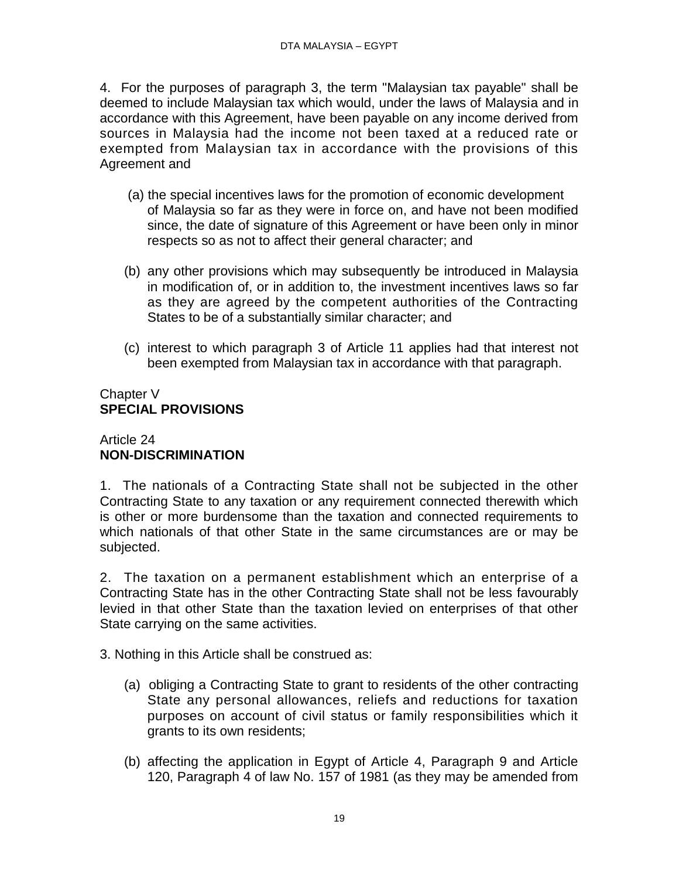4. For the purposes of paragraph 3, the term "Malaysian tax payable" shall be deemed to include Malaysian tax which would, under the laws of Malaysia and in accordance with this Agreement, have been payable on any income derived from sources in Malaysia had the income not been taxed at a reduced rate or exempted from Malaysian tax in accordance with the provisions of this Agreement and

(a) the special incentives laws for the promotion of economic development of Malaysia so far as they were in force on, and have not been modified since, the date of signature of this Agreement or have been only in minor respects so as not to affect their general character; and

(b) any other provisions which may subsequently be introduced in Malaysia in modification of, or in addition to, the investment incentives laws so far as they are agreed by the competent authorities of the Contracting States to be of a substantially similar character; and

(c) interest to which paragraph 3 of Article 11 applies had that interest not been exempted from Malaysian tax in accordance with that paragraph.

## Chapter V
## **SPECIAL PROVISIONS**

### Article 24
### **NON-DISCRIMINATION**

1. The nationals of a Contracting State shall not be subjected in the other Contracting State to any taxation or any requirement connected therewith which is other or more burdensome than the taxation and connected requirements to which nationals of that other State in the same circumstances are or may be subjected.

2. The taxation on a permanent establishment which an enterprise of a Contracting State has in the other Contracting State shall not be less favourably levied in that other State than the taxation levied on enterprises of that other State carrying on the same activities.

3. Nothing in this Article shall be construed as:

(a) obliging a Contracting State to grant to residents of the other contracting State any personal allowances, reliefs and reductions for taxation purposes on account of civil status or family responsibilities which it grants to its own residents;

(b) affecting the application in Egypt of Article 4, Paragraph 9 and Article 120, Paragraph 4 of law No. 157 of 1981 (as they may be amended from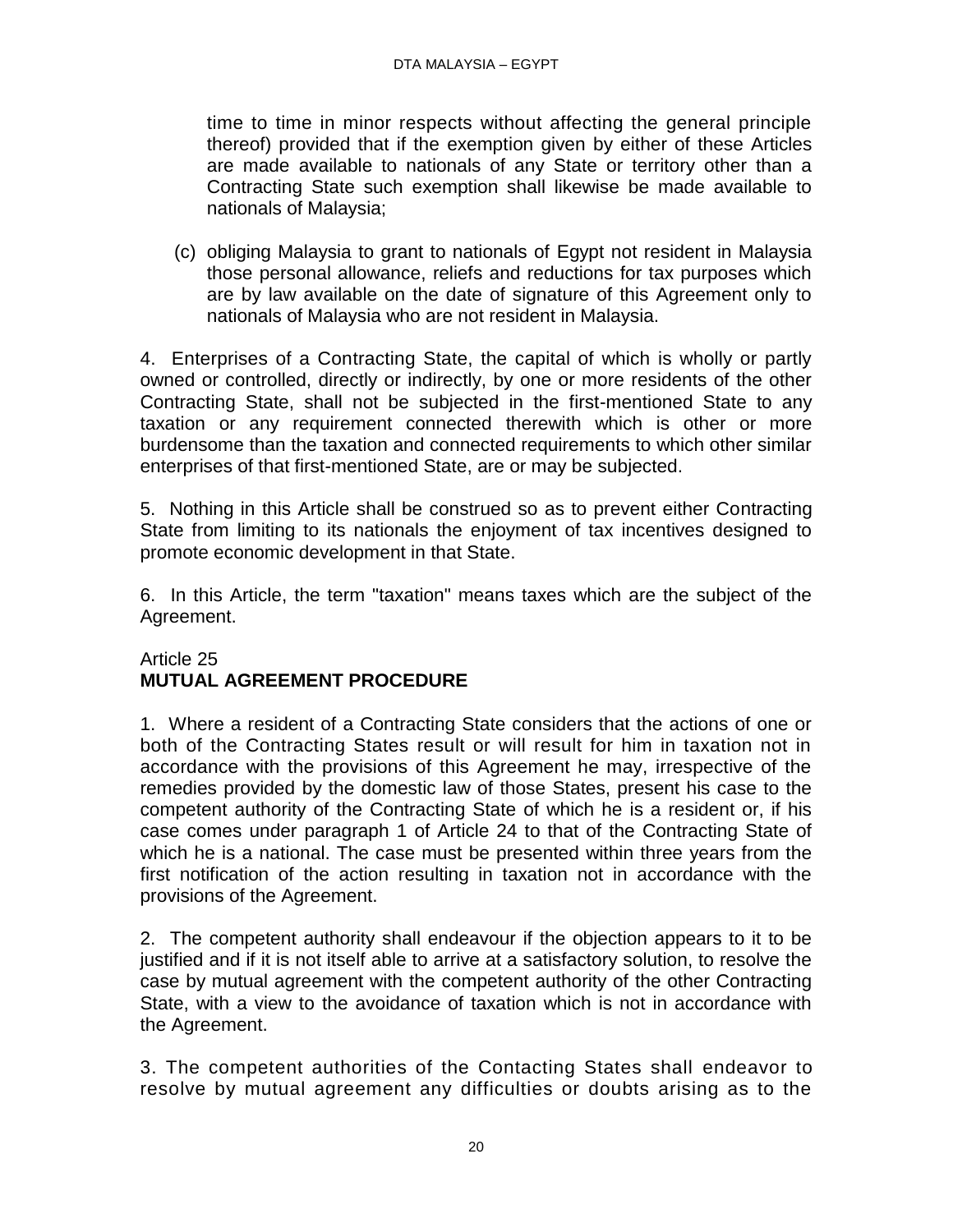time to time in minor respects without affecting the general principle thereof) provided that if the exemption given by either of these Articles are made available to nationals of any State or territory other than a Contracting State such exemption shall likewise be made available to nationals of Malaysia;

(c) obliging Malaysia to grant to nationals of Egypt not resident in Malaysia those personal allowance, reliefs and reductions for tax purposes which are by law available on the date of signature of this Agreement only to nationals of Malaysia who are not resident in Malaysia.

4. Enterprises of a Contracting State, the capital of which is wholly or partly owned or controlled, directly or indirectly, by one or more residents of the other Contracting State, shall not be subjected in the first-mentioned State to any taxation or any requirement connected therewith which is other or more burdensome than the taxation and connected requirements to which other similar enterprises of that first-mentioned State, are or may be subjected.

5. Nothing in this Article shall be construed so as to prevent either Contracting State from limiting to its nationals the enjoyment of tax incentives designed to promote economic development in that State.

6. In this Article, the term "taxation" means taxes which are the subject of the Agreement.

Article 25
## MUTUAL AGREEMENT PROCEDURE

1. Where a resident of a Contracting State considers that the actions of one or both of the Contracting States result or will result for him in taxation not in accordance with the provisions of this Agreement he may, irrespective of the remedies provided by the domestic law of those States, present his case to the competent authority of the Contracting State of which he is a resident or, if his case comes under paragraph 1 of Article 24 to that of the Contracting State of which he is a national. The case must be presented within three years from the first notification of the action resulting in taxation not in accordance with the provisions of the Agreement.

2. The competent authority shall endeavour if the objection appears to it to be justified and if it is not itself able to arrive at a satisfactory solution, to resolve the case by mutual agreement with the competent authority of the other Contracting State, with a view to the avoidance of taxation which is not in accordance with the Agreement.

3. The competent authorities of the Contacting States shall endeavor to resolve by mutual agreement any difficulties or doubts arising as to the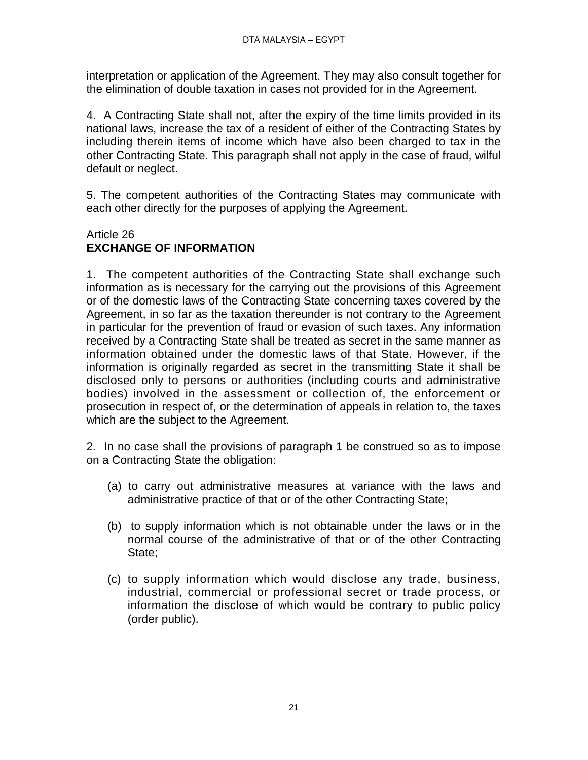interpretation or application of the Agreement. They may also consult together for the elimination of double taxation in cases not provided for in the Agreement.

4. A Contracting State shall not, after the expiry of the time limits provided in its national laws, increase the tax of a resident of either of the Contracting States by including therein items of income which have also been charged to tax in the other Contracting State. This paragraph shall not apply in the case of fraud, wilful default or neglect.

5. The competent authorities of the Contracting States may communicate with each other directly for the purposes of applying the Agreement.

Article 26
## EXCHANGE OF INFORMATION

1. The competent authorities of the Contracting State shall exchange such information as is necessary for the carrying out the provisions of this Agreement or of the domestic laws of the Contracting State concerning taxes covered by the Agreement, in so far as the taxation thereunder is not contrary to the Agreement in particular for the prevention of fraud or evasion of such taxes. Any information received by a Contracting State shall be treated as secret in the same manner as information obtained under the domestic laws of that State. However, if the information is originally regarded as secret in the transmitting State it shall be disclosed only to persons or authorities (including courts and administrative bodies) involved in the assessment or collection of, the enforcement or prosecution in respect of, or the determination of appeals in relation to, the taxes which are the subject to the Agreement.

2. In no case shall the provisions of paragraph 1 be construed so as to impose on a Contracting State the obligation:

(a) to carry out administrative measures at variance with the laws and administrative practice of that or of the other Contracting State;

(b) to supply information which is not obtainable under the laws or in the normal course of the administrative of that or of the other Contracting State;

(c) to supply information which would disclose any trade, business, industrial, commercial or professional secret or trade process, or information the disclose of which would be contrary to public policy (order public).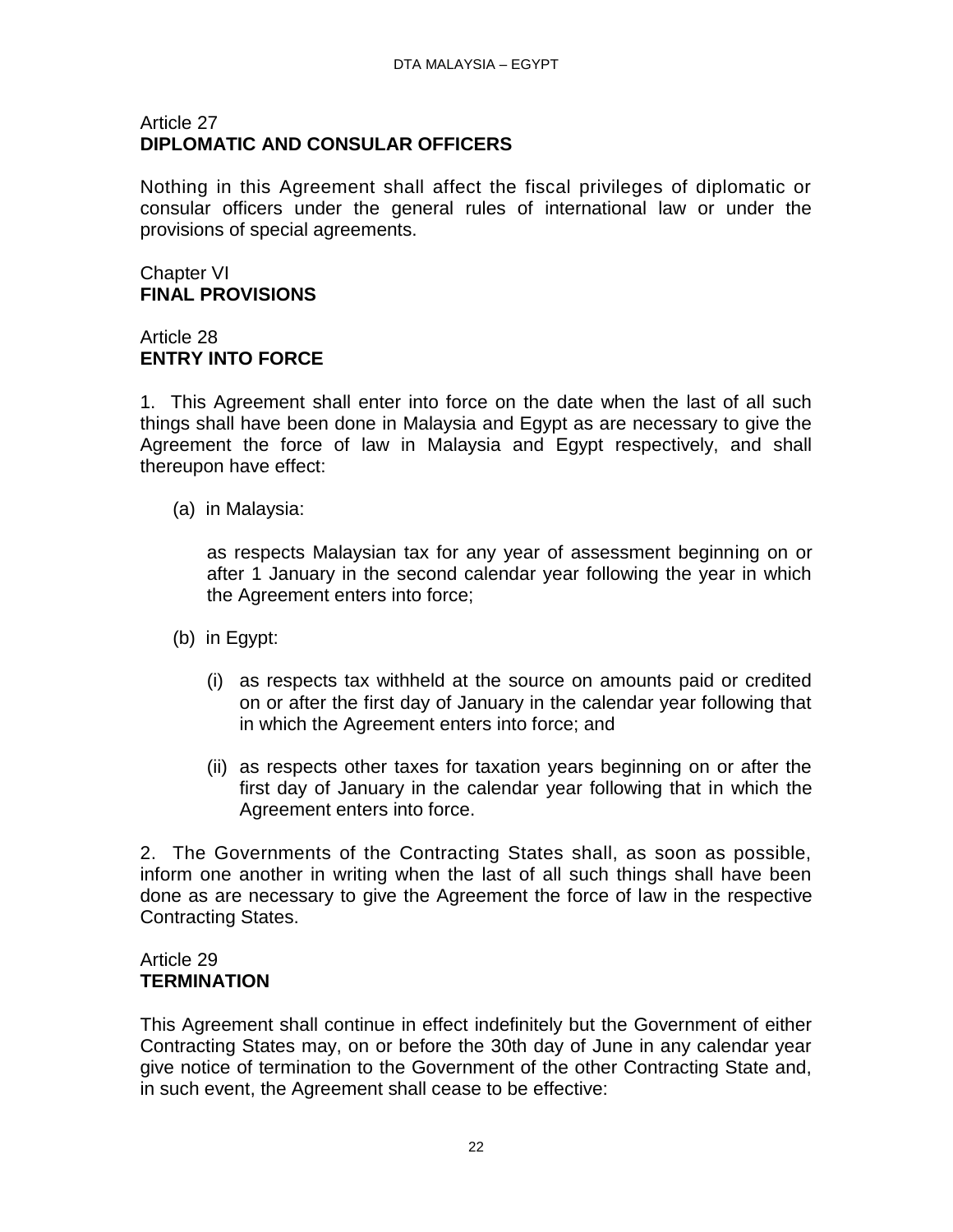Article 27
**DIPLOMATIC AND CONSULAR OFFICERS**

Nothing in this Agreement shall affect the fiscal privileges of diplomatic or consular officers under the general rules of international law or under the provisions of special agreements.

Chapter VI
**FINAL PROVISIONS**

Article 28
**ENTRY INTO FORCE**

1. This Agreement shall enter into force on the date when the last of all such things shall have been done in Malaysia and Egypt as are necessary to give the Agreement the force of law in Malaysia and Egypt respectively, and shall thereupon have effect:

(a) in Malaysia:

as respects Malaysian tax for any year of assessment beginning on or after 1 January in the second calendar year following the year in which the Agreement enters into force;

(b) in Egypt:

(i) as respects tax withheld at the source on amounts paid or credited on or after the first day of January in the calendar year following that in which the Agreement enters into force; and

(ii) as respects other taxes for taxation years beginning on or after the first day of January in the calendar year following that in which the Agreement enters into force.

2. The Governments of the Contracting States shall, as soon as possible, inform one another in writing when the last of all such things shall have been done as are necessary to give the Agreement the force of law in the respective Contracting States.

Article 29
**TERMINATION**

This Agreement shall continue in effect indefinitely but the Government of either Contracting States may, on or before the 30th day of June in any calendar year give notice of termination to the Government of the other Contracting State and, in such event, the Agreement shall cease to be effective: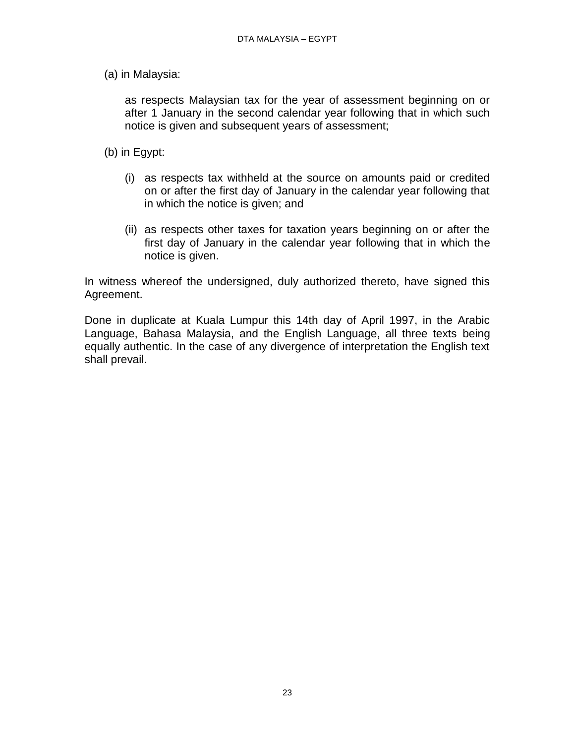(a) in Malaysia:

as respects Malaysian tax for the year of assessment beginning on or after 1 January in the second calendar year following that in which such notice is given and subsequent years of assessment;

(b) in Egypt:

(i) as respects tax withheld at the source on amounts paid or credited on or after the first day of January in the calendar year following that in which the notice is given; and

(ii) as respects other taxes for taxation years beginning on or after the first day of January in the calendar year following that in which the notice is given.

In witness whereof the undersigned, duly authorized thereto, have signed this Agreement.

Done in duplicate at Kuala Lumpur this 14th day of April 1997, in the Arabic Language, Bahasa Malaysia, and the English Language, all three texts being equally authentic. In the case of any divergence of interpretation the English text shall prevail.